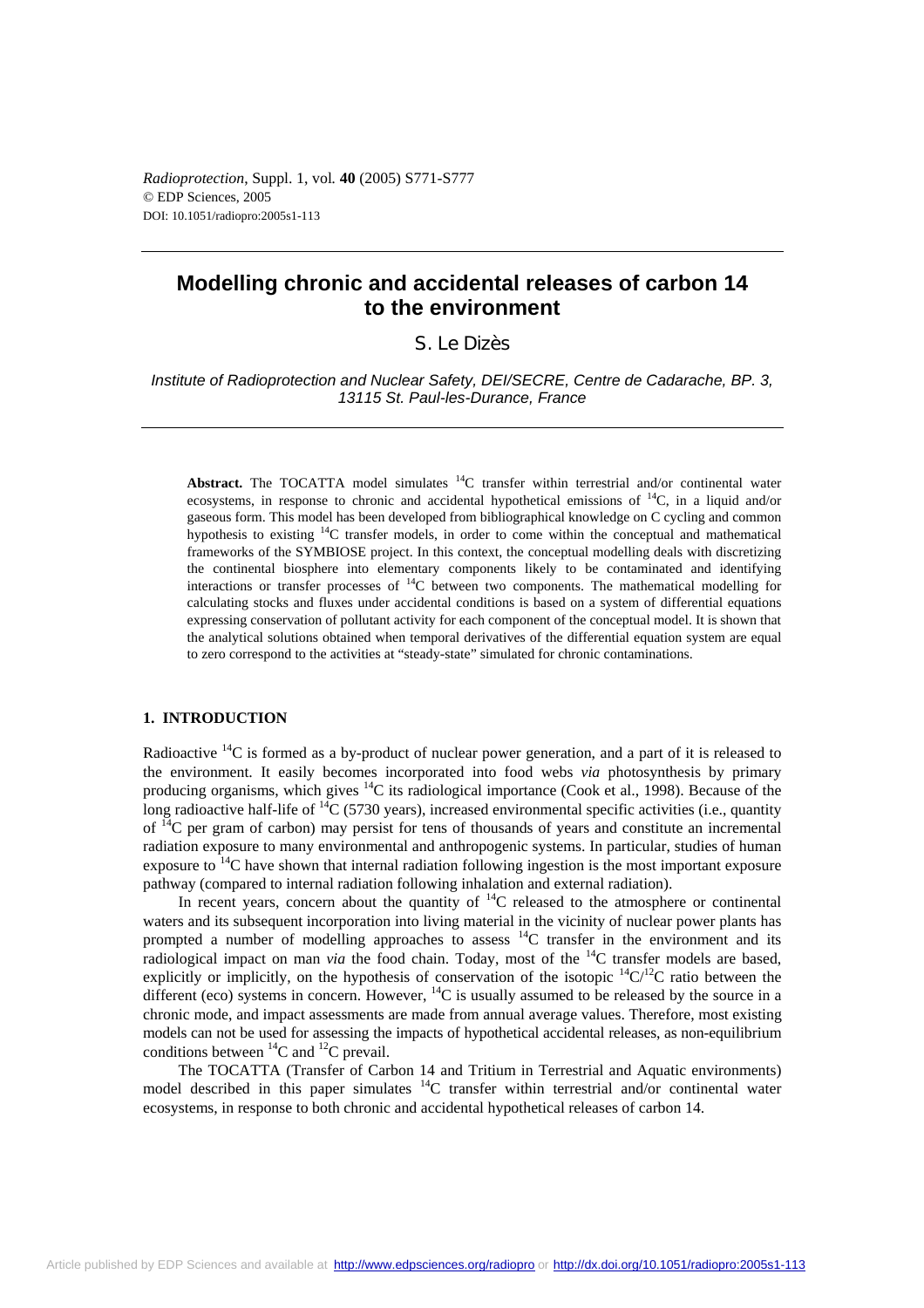*Radioprotection*, Suppl. 1, vol. **40** (2005) S771-S777
© EDP Sciences, 2005
DOI: 10.1051/radiopro:2005s1-113

# Modelling chronic and accidental releases of carbon 14 to the environment

S. Le Dizès

*Institute of Radioprotection and Nuclear Safety, DEI/SECRE, Centre de Cadarache, BP. 3, 13115 St. Paul-les-Durance, France*

**Abstract.** The TOCATTA model simulates $^{14}C$ transfer within terrestrial and/or continental water ecosystems, in response to chronic and accidental hypothetical emissions of $^{14}C$, in a liquid and/or gaseous form. This model has been developed from bibliographical knowledge on C cycling and common hypothesis to existing $^{14}C$ transfer models, in order to come within the conceptual and mathematical frameworks of the SYMBIOSE project. In this context, the conceptual modelling deals with discretizing the continental biosphere into elementary components likely to be contaminated and identifying interactions or transfer processes of $^{14}C$ between two components. The mathematical modelling for calculating stocks and fluxes under accidental conditions is based on a system of differential equations expressing conservation of pollutant activity for each component of the conceptual model. It is shown that the analytical solutions obtained when temporal derivatives of the differential equation system are equal to zero correspond to the activities at "steady-state" simulated for chronic contaminations.

## 1. INTRODUCTION

Radioactive $^{14}C$ is formed as a by-product of nuclear power generation, and a part of it is released to the environment. It easily becomes incorporated into food webs *via* photosynthesis by primary producing organisms, which gives $^{14}C$ its radiological importance (Cook et al., 1998). Because of the long radioactive half-life of $^{14}C$ (5730 years), increased environmental specific activities (i.e., quantity of $^{14}C$ per gram of carbon) may persist for tens of thousands of years and constitute an incremental radiation exposure to many environmental and anthropogenic systems. In particular, studies of human exposure to $^{14}C$ have shown that internal radiation following ingestion is the most important exposure pathway (compared to internal radiation following inhalation and external radiation).

In recent years, concern about the quantity of $^{14}C$ released to the atmosphere or continental waters and its subsequent incorporation into living material in the vicinity of nuclear power plants has prompted a number of modelling approaches to assess $^{14}C$ transfer in the environment and its radiological impact on man *via* the food chain. Today, most of the $^{14}C$ transfer models are based, explicitly or implicitly, on the hypothesis of conservation of the isotopic $^{14}C/^{12}C$ ratio between the different (eco) systems in concern. However, $^{14}C$ is usually assumed to be released by the source in a chronic mode, and impact assessments are made from annual average values. Therefore, most existing models can not be used for assessing the impacts of hypothetical accidental releases, as non-equilibrium conditions between $^{14}C$ and $^{12}C$ prevail.

The TOCATTA (Transfer of Carbon 14 and Tritium in Terrestrial and Aquatic environments) model described in this paper simulates $^{14}C$ transfer within terrestrial and/or continental water ecosystems, in response to both chronic and accidental hypothetical releases of carbon 14.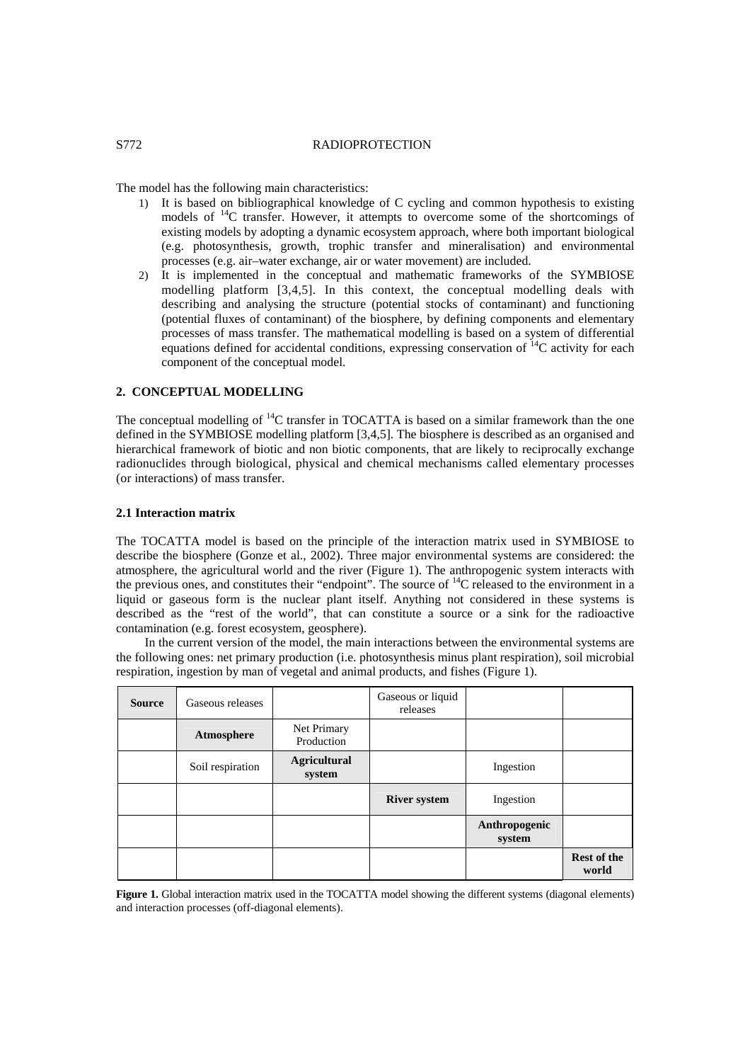The model has the following main characteristics:

1) It is based on bibliographical knowledge of C cycling and common hypothesis to existing models of $^{14}C$ transfer. However, it attempts to overcome some of the shortcomings of existing models by adopting a dynamic ecosystem approach, where both important biological (e.g. photosynthesis, growth, trophic transfer and mineralisation) and environmental processes (e.g. air–water exchange, air or water movement) are included.
2) It is implemented in the conceptual and mathematic frameworks of the SYMBIOSE modelling platform [3,4,5]. In this context, the conceptual modelling deals with describing and analysing the structure (potential stocks of contaminant) and functioning (potential fluxes of contaminant) of the biosphere, by defining components and elementary processes of mass transfer. The mathematical modelling is based on a system of differential equations defined for accidental conditions, expressing conservation of $^{14}C$ activity for each component of the conceptual model.

## 2. CONCEPTUAL MODELLING

The conceptual modelling of $^{14}C$ transfer in TOCATTA is based on a similar framework than the one defined in the SYMBIOSE modelling platform [3,4,5]. The biosphere is described as an organised and hierarchical framework of biotic and non biotic components, that are likely to reciprocally exchange radionuclides through biological, physical and chemical mechanisms called elementary processes (or interactions) of mass transfer.

### 2.1 Interaction matrix

The TOCATTA model is based on the principle of the interaction matrix used in SYMBIOSE to describe the biosphere (Gonze et al., 2002). Three major environmental systems are considered: the atmosphere, the agricultural world and the river (Figure 1). The anthropogenic system interacts with the previous ones, and constitutes their "endpoint". The source of $^{14}C$ released to the environment in a liquid or gaseous form is the nuclear plant itself. Anything not considered in these systems is described as the "rest of the world", that can constitute a source or a sink for the radioactive contamination (e.g. forest ecosystem, geosphere).

In the current version of the model, the main interactions between the environmental systems are the following ones: net primary production (i.e. photosynthesis minus plant respiration), soil microbial respiration, ingestion by man of vegetal and animal products, and fishes (Figure 1).

| | | | | | |
|---|---|---|---|---|---|
| **Source** | Gaseous releases | | Gaseous or liquid releases | | |
| | **Atmosphere** | Net Primary Production | | | |
| | Soil respiration | **Agricultural system** | | Ingestion | |
| | | | **River system** | Ingestion | |
| | | | | **Anthropogenic system** | |
| | | | | | **Rest of the world** |

**Figure 1.** Global interaction matrix used in the TOCATTA model showing the different systems (diagonal elements) and interaction processes (off-diagonal elements).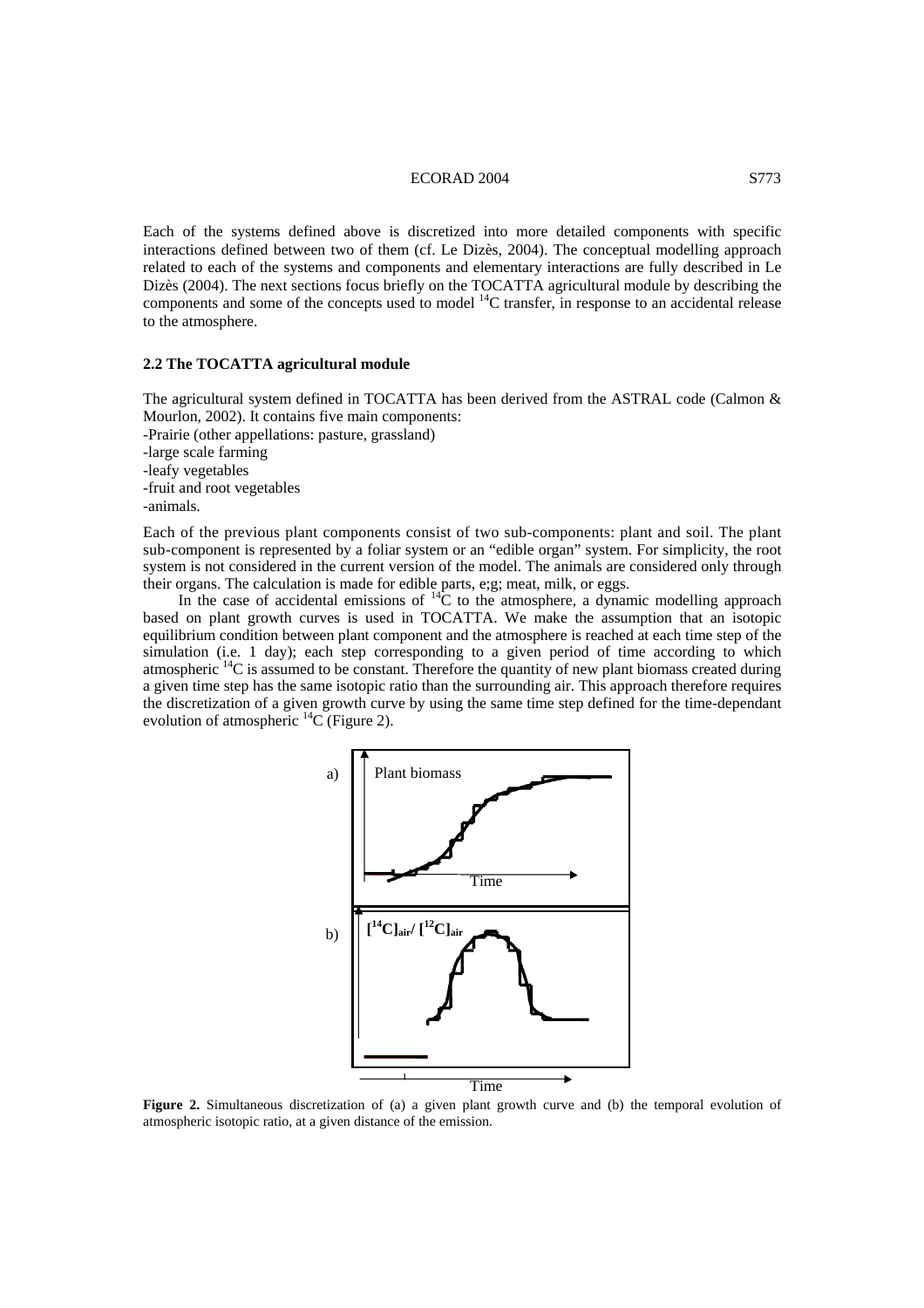Each of the systems defined above is discretized into more detailed components with specific interactions defined between two of them (cf. Le Dizès, 2004). The conceptual modelling approach related to each of the systems and components and elementary interactions are fully described in Le Dizès (2004). The next sections focus briefly on the TOCATTA agricultural module by describing the components and some of the concepts used to model $^{14}C$ transfer, in response to an accidental release to the atmosphere.

### 2.2 The TOCATTA agricultural module

The agricultural system defined in TOCATTA has been derived from the ASTRAL code (Calmon & Mourlon, 2002). It contains five main components:

-Prairie (other appellations: pasture, grassland)
-large scale farming
-leafy vegetables
-fruit and root vegetables
-animals.

Each of the previous plant components consist of two sub-components: plant and soil. The plant sub-component is represented by a foliar system or an "edible organ" system. For simplicity, the root system is not considered in the current version of the model. The animals are considered only through their organs. The calculation is made for edible parts, e;g; meat, milk, or eggs.

In the case of accidental emissions of $^{14}C$ to the atmosphere, a dynamic modelling approach based on plant growth curves is used in TOCATTA. We make the assumption that an isotopic equilibrium condition between plant component and the atmosphere is reached at each time step of the simulation (i.e. 1 day); each step corresponding to a given period of time according to which atmospheric $^{14}C$ is assumed to be constant. Therefore the quantity of new plant biomass created during a given time step has the same isotopic ratio than the surrounding air. This approach therefore requires the discretization of a given growth curve by using the same time step defined for the time-dependant evolution of atmospheric $^{14}C$ (Figure 2).

a)
Plant biomass
Time

b)
$[^{14}C]_{air}/[^{12}C]_{air}$
Time

**Figure 2.** Simultaneous discretization of (a) a given plant growth curve and (b) the temporal evolution of atmospheric isotopic ratio, at a given distance of the emission.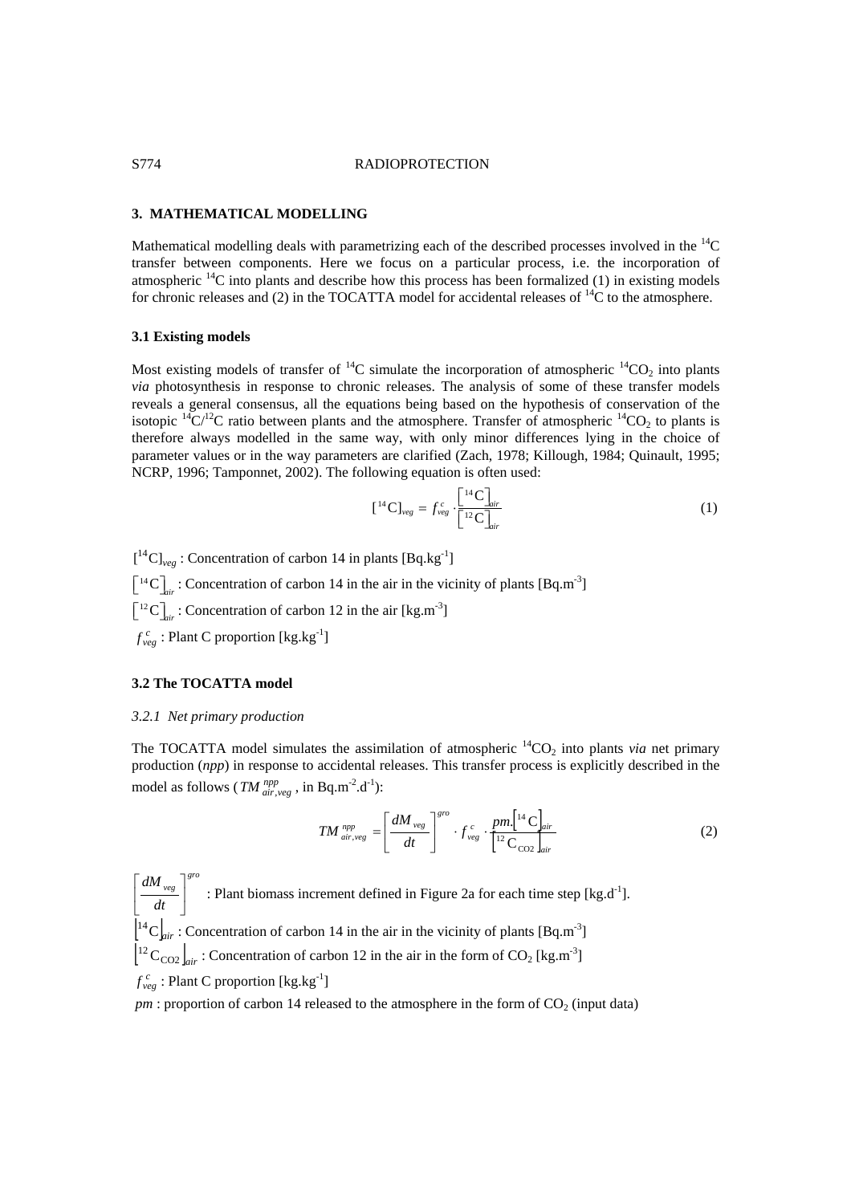## 3. MATHEMATICAL MODELLING

Mathematical modelling deals with parametrizing each of the described processes involved in the $^{14}C$ transfer between components. Here we focus on a particular process, i.e. the incorporation of atmospheric $^{14}C$ into plants and describe how this process has been formalized (1) in existing models for chronic releases and (2) in the TOCATTA model for accidental releases of $^{14}C$ to the atmosphere.

### 3.1 Existing models

Most existing models of transfer of $^{14}C$ simulate the incorporation of atmospheric $^{14}CO_2$ into plants *via* photosynthesis in response to chronic releases. The analysis of some of these transfer models reveals a general consensus, all the equations being based on the hypothesis of conservation of the isotopic $^{14}C/^{12}C$ ratio between plants and the atmosphere. Transfer of atmospheric $^{14}CO_2$ to plants is therefore always modelled in the same way, with only minor differences lying in the choice of parameter values or in the way parameters are clarified (Zach, 1978; Killough, 1984; Quinault, 1995; NCRP, 1996; Tamponnet, 2002). The following equation is often used:

$$[^{14}\mathrm{C}]_{veg} = f_{veg}^{c} \cdot \frac{\left[^{14}\mathrm{C}\right]_{air}}{\left[^{12}\mathrm{C}\right]_{air}} \tag{1}$$

$[^{14}\mathrm{C}]_{veg}$ : Concentration of carbon 14 in plants [Bq.kg$^{-1}$]

$\left[^{14}\mathrm{C}\right]_{air}$ : Concentration of carbon 14 in the air in the vicinity of plants [Bq.m$^{-3}$]

$\left[^{12}\mathrm{C}\right]_{air}$ : Concentration of carbon 12 in the air [kg.m$^{-3}$]

$f_{veg}^{c}$ : Plant C proportion [kg.kg$^{-1}$]

### 3.2 The TOCATTA model

#### *3.2.1 Net primary production*

The TOCATTA model simulates the assimilation of atmospheric $^{14}CO_2$ into plants *via* net primary production (*npp*) in response to accidental releases. This transfer process is explicitly described in the model as follows ($TM_{air,veg}^{npp}$, in Bq.m$^{-2}$.d$^{-1}$):

$$TM_{air,veg}^{npp} = \left[\frac{dM_{veg}}{dt}\right]^{gro} \cdot f_{veg}^{c} \cdot \frac{pm.\left[^{14}\mathrm{C}\right]_{air}}{\left[^{12}\mathrm{C}_{\mathrm{CO2}}\right]_{air}} \tag{2}$$

$\left[\frac{dM_{veg}}{dt}\right]^{gro}$ : Plant biomass increment defined in Figure 2a for each time step [kg.d$^{-1}$].

$\left[^{14}\mathrm{C}\right]_{air}$ : Concentration of carbon 14 in the air in the vicinity of plants [Bq.m$^{-3}$]

$\left[^{12}\mathrm{C}_{\mathrm{CO2}}\right]_{air}$ : Concentration of carbon 12 in the air in the form of $CO_2$ [kg.m$^{-3}$]

$f_{veg}^{c}$ : Plant C proportion [kg.kg$^{-1}$]

$pm$ : proportion of carbon 14 released to the atmosphere in the form of $CO_2$ (input data)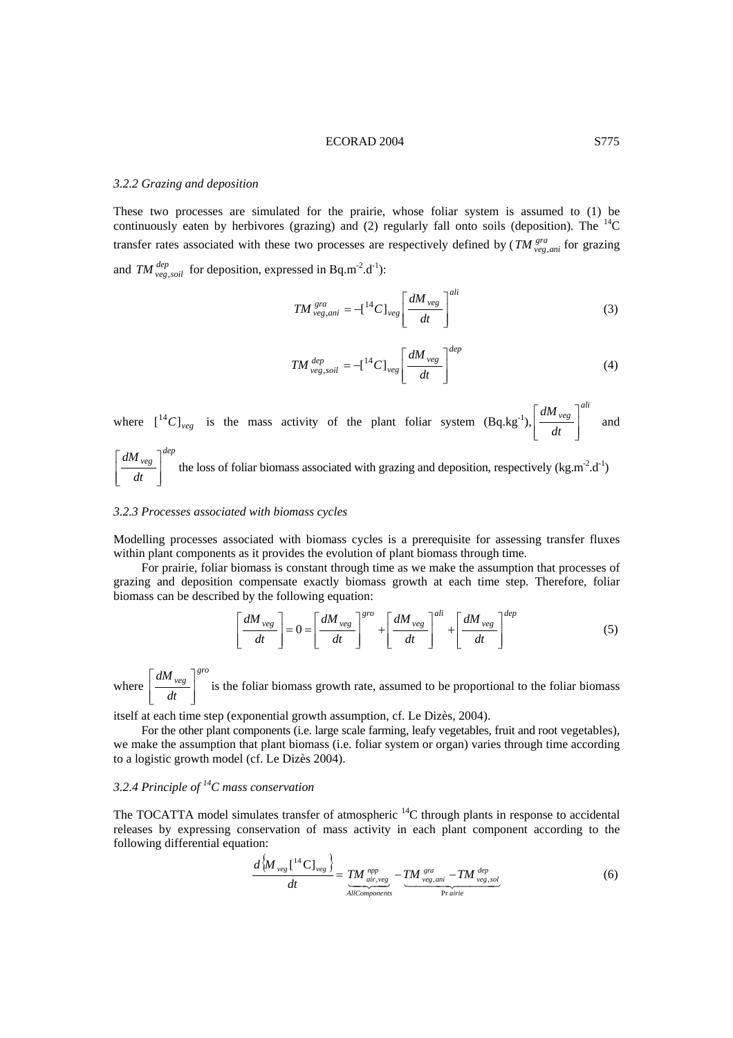### 3.2.2 Grazing and deposition

These two processes are simulated for the prairie, whose foliar system is assumed to (1) be continuously eaten by herbivores (grazing) and (2) regularly fall onto soils (deposition). The $^{14}C$ transfer rates associated with these two processes are respectively defined by ($TM_{veg,ani}^{gra}$ for grazing and $TM_{veg,soil}^{dep}$ for deposition, expressed in Bq.m$^{-2}$.d$^{-1}$):

$$TM_{veg,ani}^{gra} = -[^{14}C]_{veg}\left[\frac{dM_{veg}}{dt}\right]^{ali} \tag{3}$$

$$TM_{veg,soil}^{dep} = -[^{14}C]_{veg}\left[\frac{dM_{veg}}{dt}\right]^{dep} \tag{4}$$

where $[^{14}C]_{veg}$ is the mass activity of the plant foliar system (Bq.kg$^{-1}$), $\left[\frac{dM_{veg}}{dt}\right]^{ali}$ and $\left[\frac{dM_{veg}}{dt}\right]^{dep}$ the loss of foliar biomass associated with grazing and deposition, respectively (kg.m$^{-2}$.d$^{-1}$)

### 3.2.3 Processes associated with biomass cycles

Modelling processes associated with biomass cycles is a prerequisite for assessing transfer fluxes within plant components as it provides the evolution of plant biomass through time.

For prairie, foliar biomass is constant through time as we make the assumption that processes of grazing and deposition compensate exactly biomass growth at each time step. Therefore, foliar biomass can be described by the following equation:

$$\left[\frac{dM_{veg}}{dt}\right] = 0 = \left[\frac{dM_{veg}}{dt}\right]^{gro} + \left[\frac{dM_{veg}}{dt}\right]^{ali} + \left[\frac{dM_{veg}}{dt}\right]^{dep} \tag{5}$$

where $\left[\frac{dM_{veg}}{dt}\right]^{gro}$ is the foliar biomass growth rate, assumed to be proportional to the foliar biomass itself at each time step (exponential growth assumption, cf. Le Dizès, 2004).

For the other plant components (i.e. large scale farming, leafy vegetables, fruit and root vegetables), we make the assumption that plant biomass (i.e. foliar system or organ) varies through time according to a logistic growth model (cf. Le Dizès 2004).

### 3.2.4 Principle of $^{14}C$ mass conservation

The TOCATTA model simulates transfer of atmospheric $^{14}C$ through plants in response to accidental releases by expressing conservation of mass activity in each plant component according to the following differential equation:

$$\frac{d\left\{M_{veg}[^{14}\mathrm{C}]_{veg}\right\}}{dt} = \underbrace{TM_{air,veg}^{npp}}_{AllComponents} \underbrace{-TM_{veg,ani}^{gra} - TM_{veg,sol}^{dep}}_{\Pr airie} \tag{6}$$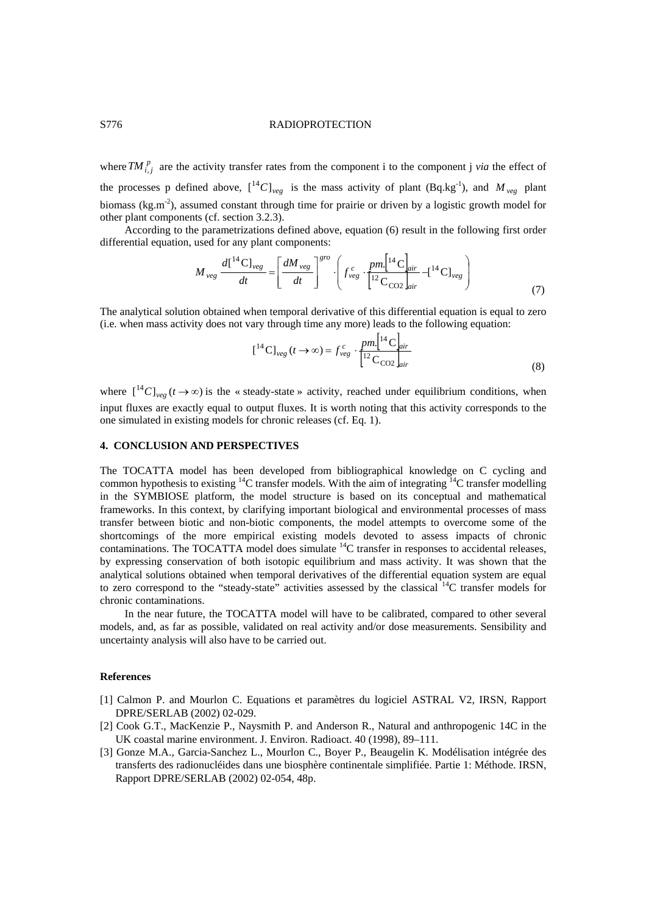where $TM_{i,j}^{p}$ are the activity transfer rates from the component i to the component j *via* the effect of the processes p defined above, $[^{14}C]_{veg}$ is the mass activity of plant (Bq.kg$^{-1}$), and $M_{veg}$ plant biomass (kg.m$^{-2}$), assumed constant through time for prairie or driven by a logistic growth model for other plant components (cf. section 3.2.3).

According to the parametrizations defined above, equation (6) result in the following first order differential equation, used for any plant components:

$$M_{veg}\,\frac{d[^{14}\mathrm{C}]_{veg}}{dt} = \left[\frac{dM_{veg}}{dt}\right]^{gro} \cdot \left( f_{veg}^{c} \cdot \frac{pm.\left[^{14}\mathrm{C}\right]_{air}}{\left[^{12}\mathrm{C}_{\mathrm{CO2}}\right]_{air}} - [^{14}\mathrm{C}]_{veg} \right) \tag{7}$$

The analytical solution obtained when temporal derivative of this differential equation is equal to zero (i.e. when mass activity does not vary through time any more) leads to the following equation:

$$[^{14}\mathrm{C}]_{veg}(t \to \infty) = f_{veg}^{c} \cdot \frac{pm.\left[^{14}\mathrm{C}\right]_{air}}{\left[^{12}\mathrm{C}_{\mathrm{CO2}}\right]_{air}} \tag{8}$$

where $[^{14}C]_{veg}(t \to \infty)$ is the « steady-state » activity, reached under equilibrium conditions, when input fluxes are exactly equal to output fluxes. It is worth noting that this activity corresponds to the one simulated in existing models for chronic releases (cf. Eq. 1).

## 4. CONCLUSION AND PERSPECTIVES

The TOCATTA model has been developed from bibliographical knowledge on C cycling and common hypothesis to existing $^{14}$C transfer models. With the aim of integrating $^{14}$C transfer modelling in the SYMBIOSE platform, the model structure is based on its conceptual and mathematical frameworks. In this context, by clarifying important biological and environmental processes of mass transfer between biotic and non-biotic components, the model attempts to overcome some of the shortcomings of the more empirical existing models devoted to assess impacts of chronic contaminations. The TOCATTA model does simulate $^{14}$C transfer in responses to accidental releases, by expressing conservation of both isotopic equilibrium and mass activity. It was shown that the analytical solutions obtained when temporal derivatives of the differential equation system are equal to zero correspond to the "steady-state" activities assessed by the classical $^{14}$C transfer models for chronic contaminations.

In the near future, the TOCATTA model will have to be calibrated, compared to other several models, and, as far as possible, validated on real activity and/or dose measurements. Sensibility and uncertainty analysis will also have to be carried out.

### References

[1] Calmon P. and Mourlon C. Equations et paramètres du logiciel ASTRAL V2, IRSN, Rapport DPRE/SERLAB (2002) 02-029.

[2] Cook G.T., MacKenzie P., Naysmith P. and Anderson R., Natural and anthropogenic 14C in the UK coastal marine environment. J. Environ. Radioact. 40 (1998), 89–111.

[3] Gonze M.A., Garcia-Sanchez L., Mourlon C., Boyer P., Beaugelin K. Modélisation intégrée des transferts des radionucléides dans une biosphère continentale simplifiée. Partie 1: Méthode. IRSN, Rapport DPRE/SERLAB (2002) 02-054, 48p.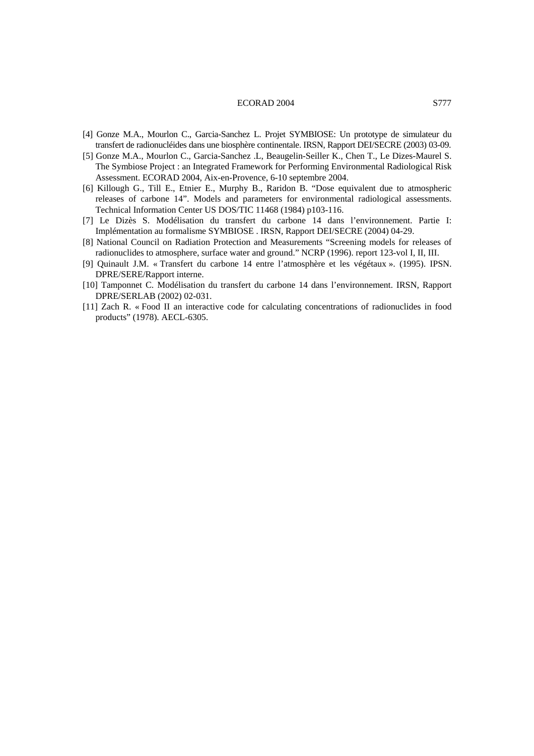[4] Gonze M.A., Mourlon C., Garcia-Sanchez L. Projet SYMBIOSE: Un prototype de simulateur du transfert de radionucléides dans une biosphère continentale. IRSN, Rapport DEI/SECRE (2003) 03-09.

[5] Gonze M.A., Mourlon C., Garcia-Sanchez .L, Beaugelin-Seiller K., Chen T., Le Dizes-Maurel S. The Symbiose Project : an Integrated Framework for Performing Environmental Radiological Risk Assessment. ECORAD 2004, Aix-en-Provence, 6-10 septembre 2004.

[6] Killough G., Till E., Etnier E., Murphy B., Raridon B. "Dose equivalent due to atmospheric releases of carbone 14". Models and parameters for environmental radiological assessments. Technical Information Center US DOS/TIC 11468 (1984) p103-116.

[7] Le Dizès S. Modélisation du transfert du carbone 14 dans l'environnement. Partie I: Implémentation au formalisme SYMBIOSE . IRSN, Rapport DEI/SECRE (2004) 04-29.

[8] National Council on Radiation Protection and Measurements "Screening models for releases of radionuclides to atmosphere, surface water and ground." NCRP (1996). report 123-vol I, II, III.

[9] Quinault J.M. « Transfert du carbone 14 entre l'atmosphère et les végétaux ». (1995). IPSN. DPRE/SERE/Rapport interne.

[10] Tamponnet C. Modélisation du transfert du carbone 14 dans l'environnement. IRSN, Rapport DPRE/SERLAB (2002) 02-031.

[11] Zach R. « Food II an interactive code for calculating concentrations of radionuclides in food products" (1978). AECL-6305.